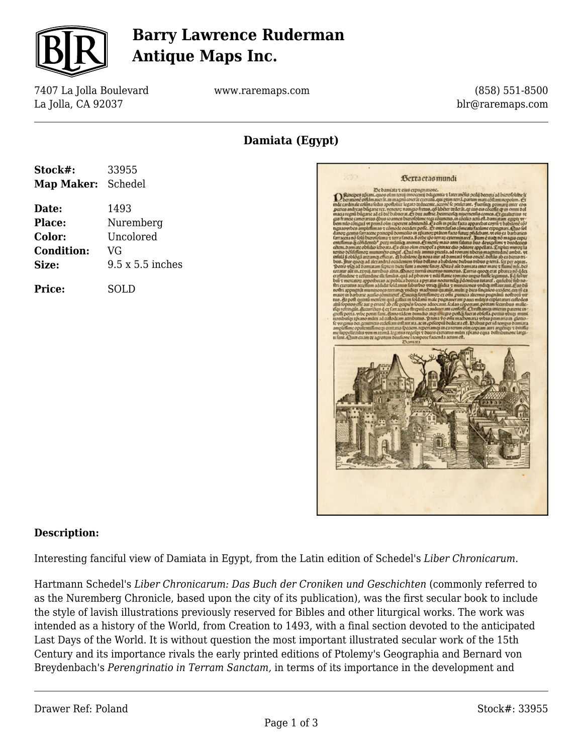# Barry Lawrence Ruderman Antique Maps Inc.

7407 La Jolla Boulevard
La Jolla, CA 92037

www.raremaps.com

(858) 551-8500
blr@raremaps.com

## Damiata (Egypt)

| | |
|---|---|
| **Stock#:** | 33955 |
| **Map Maker:** | Schedel |
| **Date:** | 1493 |
| **Place:** | Nuremberg |
| **Color:** | Uncolored |
| **Condition:** | VG |
| **Size:** | 9.5 x 5.5 inches |
| **Price:** | SOLD |

### Description:

Interesting fanciful view of Damiata in Egypt, from the Latin edition of Schedel's *Liber Chronicarum.*

Hartmann Schedel's *Liber Chronicarum: Das Buch der Croniken und Geschichten* (commonly referred to as the Nuremberg Chronicle, based upon the city of its publication), was the first secular book to include the style of lavish illustrations previously reserved for Bibles and other liturgical works. The work was intended as a history of the World, from Creation to 1493, with a final section devoted to the anticipated Last Days of the World. It is without question the most important illustrated secular work of the 15th Century and its importance rivals the early printed editions of Ptolemy's Geographia and Bernard von Breydenbach's *Perengrinatio in Terram Sanctam,* in terms of its importance in the development and

Drawer Ref: Poland

Stock#: 33955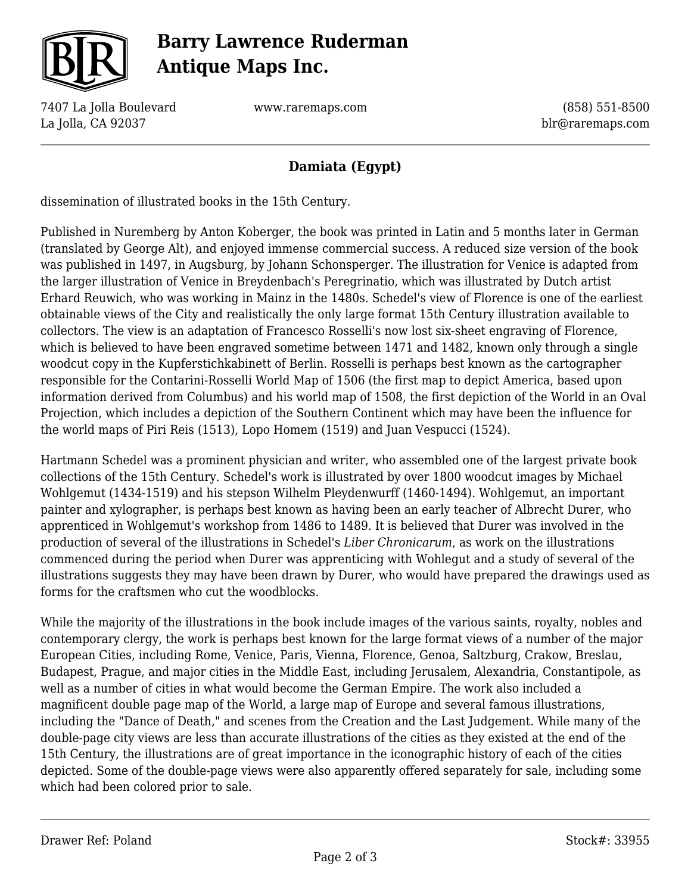dissemination of illustrated books in the 15th Century.

Published in Nuremberg by Anton Koberger, the book was printed in Latin and 5 months later in German (translated by George Alt), and enjoyed immense commercial success. A reduced size version of the book was published in 1497, in Augsburg, by Johann Schonsperger. The illustration for Venice is adapted from the larger illustration of Venice in Breydenbach's Peregrinatio, which was illustrated by Dutch artist Erhard Reuwich, who was working in Mainz in the 1480s. Schedel's view of Florence is one of the earliest obtainable views of the City and realistically the only large format 15th Century illustration available to collectors. The view is an adaptation of Francesco Rosselli's now lost six-sheet engraving of Florence, which is believed to have been engraved sometime between 1471 and 1482, known only through a single woodcut copy in the Kupferstichkabinett of Berlin. Rosselli is perhaps best known as the cartographer responsible for the Contarini-Rosselli World Map of 1506 (the first map to depict America, based upon information derived from Columbus) and his world map of 1508, the first depiction of the World in an Oval Projection, which includes a depiction of the Southern Continent which may have been the influence for the world maps of Piri Reis (1513), Lopo Homem (1519) and Juan Vespucci (1524).

Hartmann Schedel was a prominent physician and writer, who assembled one of the largest private book collections of the 15th Century. Schedel's work is illustrated by over 1800 woodcut images by Michael Wohlgemut (1434-1519) and his stepson Wilhelm Pleydenwurff (1460-1494). Wohlgemut, an important painter and xylographer, is perhaps best known as having been an early teacher of Albrecht Durer, who apprenticed in Wohlgemut's workshop from 1486 to 1489. It is believed that Durer was involved in the production of several of the illustrations in Schedel's *Liber Chronicarum*, as work on the illustrations commenced during the period when Durer was apprenticing with Wohlegut and a study of several of the illustrations suggests they may have been drawn by Durer, who would have prepared the drawings used as forms for the craftsmen who cut the woodblocks.

While the majority of the illustrations in the book include images of the various saints, royalty, nobles and contemporary clergy, the work is perhaps best known for the large format views of a number of the major European Cities, including Rome, Venice, Paris, Vienna, Florence, Genoa, Saltzburg, Crakow, Breslau, Budapest, Prague, and major cities in the Middle East, including Jerusalem, Alexandria, Constantipole, as well as a number of cities in what would become the German Empire. The work also included a magnificent double page map of the World, a large map of Europe and several famous illustrations, including the "Dance of Death," and scenes from the Creation and the Last Judgement. While many of the double-page city views are less than accurate illustrations of the cities as they existed at the end of the 15th Century, the illustrations are of great importance in the iconographic history of each of the cities depicted. Some of the double-page views were also apparently offered separately for sale, including some which had been colored prior to sale.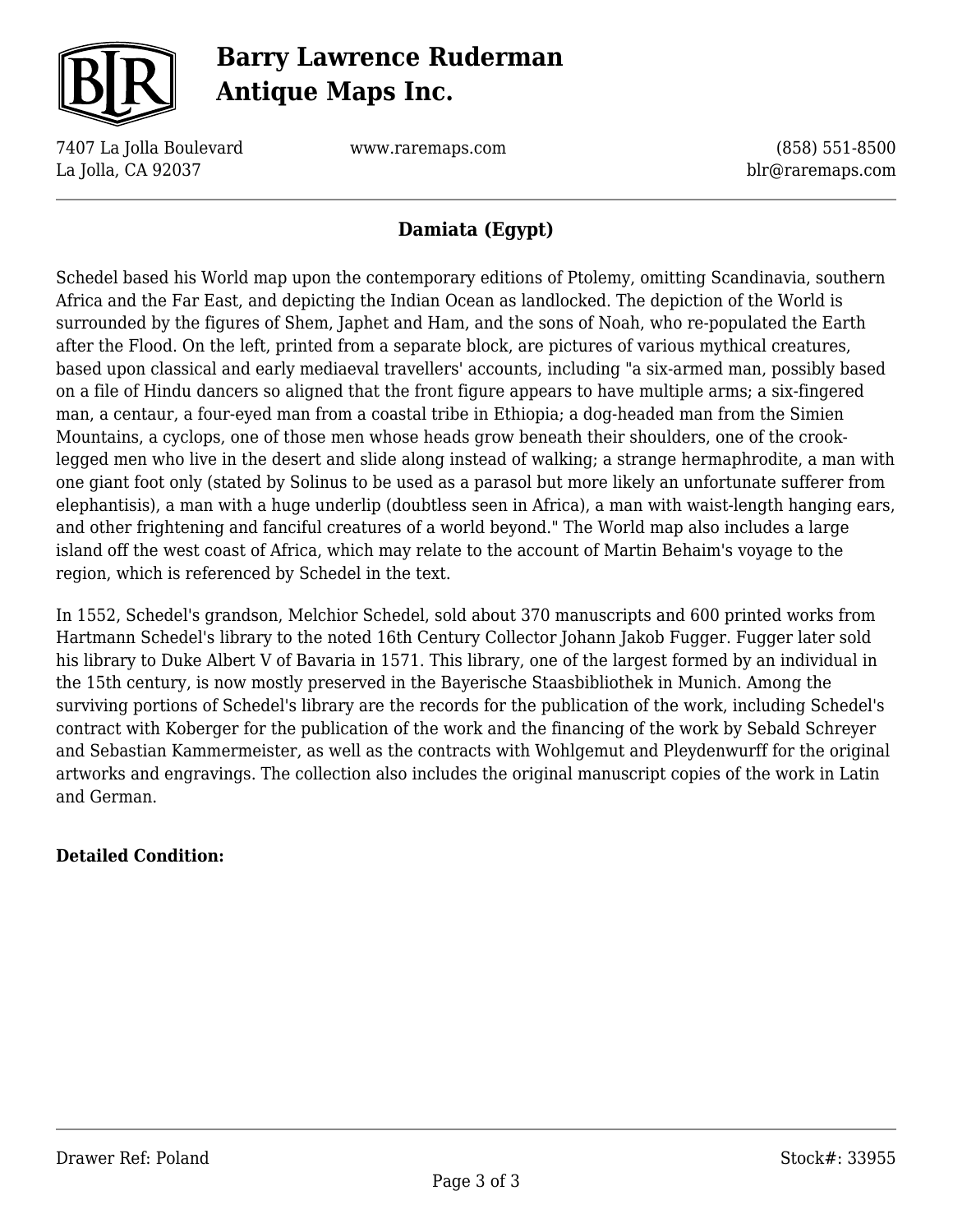## Damiata (Egypt)

Schedel based his World map upon the contemporary editions of Ptolemy, omitting Scandinavia, southern Africa and the Far East, and depicting the Indian Ocean as landlocked. The depiction of the World is surrounded by the figures of Shem, Japhet and Ham, and the sons of Noah, who re-populated the Earth after the Flood. On the left, printed from a separate block, are pictures of various mythical creatures, based upon classical and early mediaeval travellers' accounts, including "a six-armed man, possibly based on a file of Hindu dancers so aligned that the front figure appears to have multiple arms; a six-fingered man, a centaur, a four-eyed man from a coastal tribe in Ethiopia; a dog-headed man from the Simien Mountains, a cyclops, one of those men whose heads grow beneath their shoulders, one of the crook-legged men who live in the desert and slide along instead of walking; a strange hermaphrodite, a man with one giant foot only (stated by Solinus to be used as a parasol but more likely an unfortunate sufferer from elephantisis), a man with a huge underlip (doubtless seen in Africa), a man with waist-length hanging ears, and other frightening and fanciful creatures of a world beyond." The World map also includes a large island off the west coast of Africa, which may relate to the account of Martin Behaim's voyage to the region, which is referenced by Schedel in the text.

In 1552, Schedel's grandson, Melchior Schedel, sold about 370 manuscripts and 600 printed works from Hartmann Schedel's library to the noted 16th Century Collector Johann Jakob Fugger. Fugger later sold his library to Duke Albert V of Bavaria in 1571. This library, one of the largest formed by an individual in the 15th century, is now mostly preserved in the Bayerische Staasbibliothek in Munich. Among the surviving portions of Schedel's library are the records for the publication of the work, including Schedel's contract with Koberger for the publication of the work and the financing of the work by Sebald Schreyer and Sebastian Kammermeister, as well as the contracts with Wohlgemut and Pleydenwurff for the original artworks and engravings. The collection also includes the original manuscript copies of the work in Latin and German.

**Detailed Condition:**